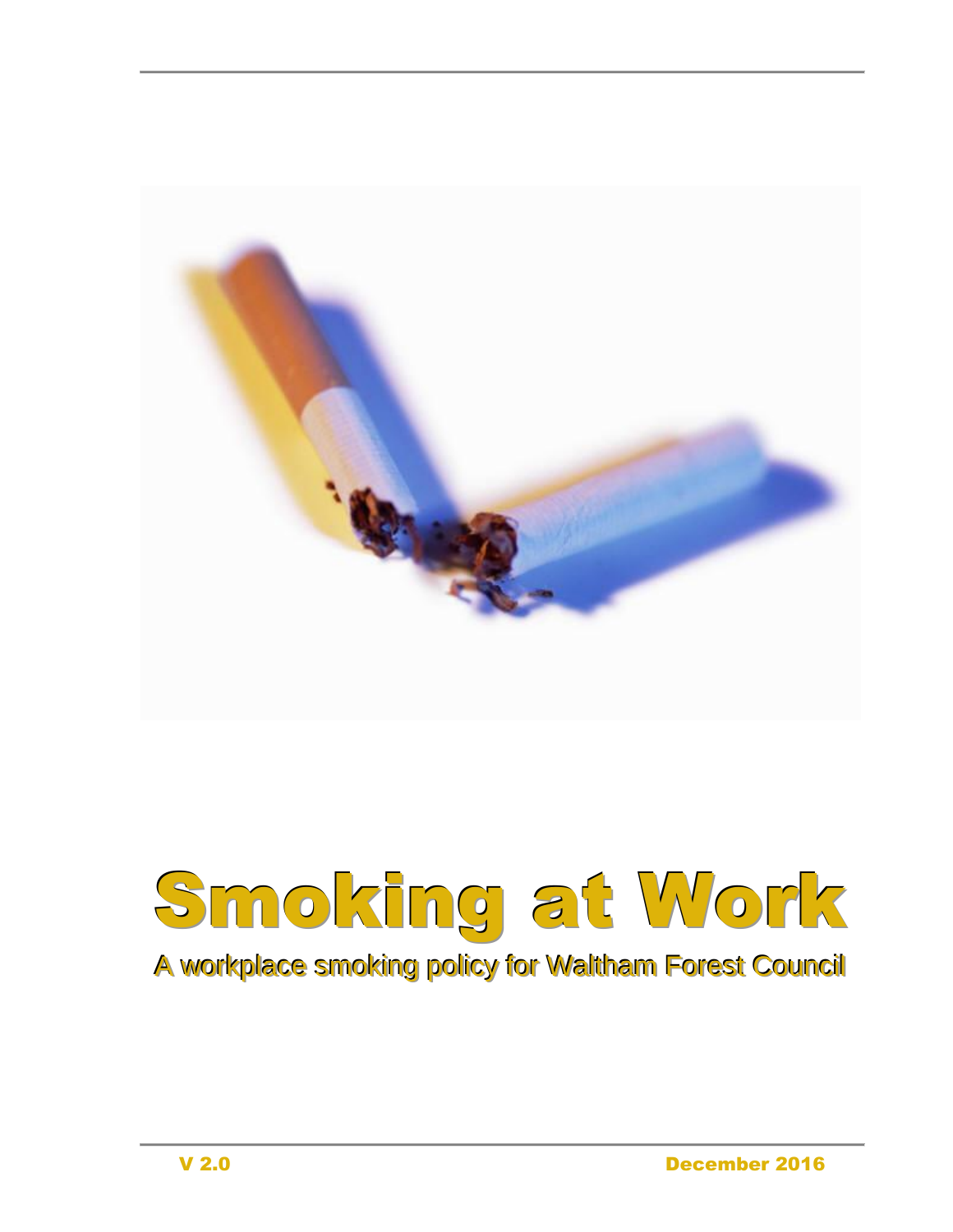# Smoking at Work

A workplace smoking policy for Waltham Forest Council

V 2.0

December 2016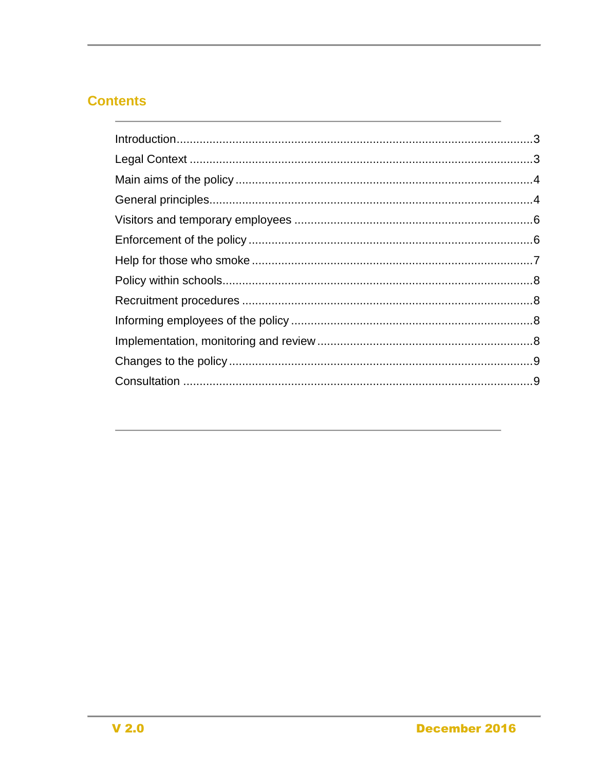## Contents

| | |
|---|---|
| Introduction | 3 |
| Legal Context | 3 |
| Main aims of the policy | 4 |
| General principles | 4 |
| Visitors and temporary employees | 6 |
| Enforcement of the policy | 6 |
| Help for those who smoke | 7 |
| Policy within schools | 8 |
| Recruitment procedures | 8 |
| Informing employees of the policy | 8 |
| Implementation, monitoring and review | 8 |
| Changes to the policy | 9 |
| Consultation | 9 |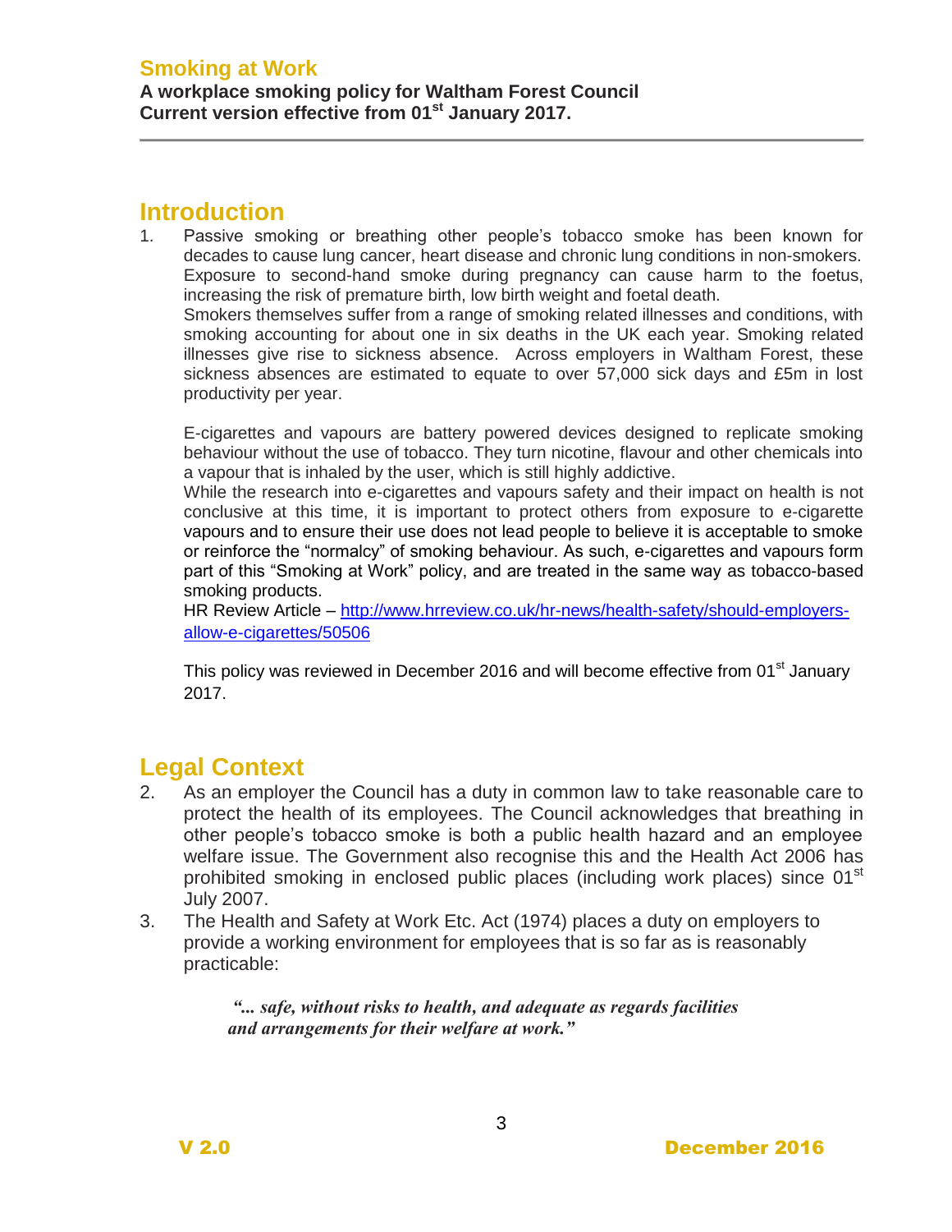# Smoking at Work

**A workplace smoking policy for Waltham Forest Council**
**Current version effective from 01st January 2017.**

## Introduction

1. Passive smoking or breathing other people's tobacco smoke has been known for decades to cause lung cancer, heart disease and chronic lung conditions in non-smokers. Exposure to second-hand smoke during pregnancy can cause harm to the foetus, increasing the risk of premature birth, low birth weight and foetal death.

   Smokers themselves suffer from a range of smoking related illnesses and conditions, with smoking accounting for about one in six deaths in the UK each year. Smoking related illnesses give rise to sickness absence. Across employers in Waltham Forest, these sickness absences are estimated to equate to over 57,000 sick days and £5m in lost productivity per year.

   E-cigarettes and vapours are battery powered devices designed to replicate smoking behaviour without the use of tobacco. They turn nicotine, flavour and other chemicals into a vapour that is inhaled by the user, which is still highly addictive.

   While the research into e-cigarettes and vapours safety and their impact on health is not conclusive at this time, it is important to protect others from exposure to e-cigarette vapours and to ensure their use does not lead people to believe it is acceptable to smoke or reinforce the "normalcy" of smoking behaviour. As such, e-cigarettes and vapours form part of this "Smoking at Work" policy, and are treated in the same way as tobacco-based smoking products.

   HR Review Article – [http://www.hrreview.co.uk/hr-news/health-safety/should-employers-allow-e-cigarettes/50506](http://www.hrreview.co.uk/hr-news/health-safety/should-employers-allow-e-cigarettes/50506)

   This policy was reviewed in December 2016 and will become effective from 01st January 2017.

## Legal Context

2. As an employer the Council has a duty in common law to take reasonable care to protect the health of its employees. The Council acknowledges that breathing in other people's tobacco smoke is both a public health hazard and an employee welfare issue. The Government also recognise this and the Health Act 2006 has prohibited smoking in enclosed public places (including work places) since 01st July 2007.
3. The Health and Safety at Work Etc. Act (1974) places a duty on employers to provide a working environment for employees that is so far as is reasonably practicable:

   > ***"... safe, without risks to health, and adequate as regards facilities and arrangements for their welfare at work."***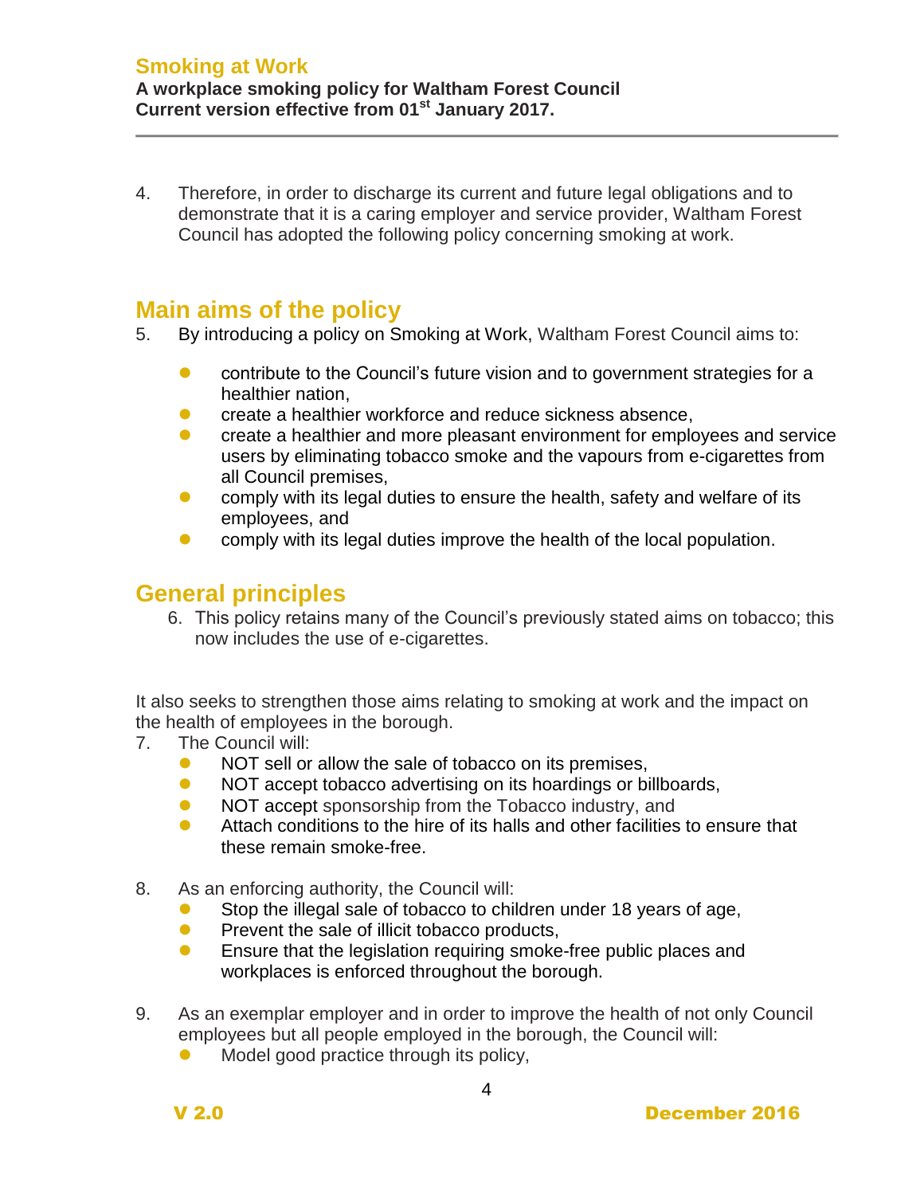4. Therefore, in order to discharge its current and future legal obligations and to demonstrate that it is a caring employer and service provider, Waltham Forest Council has adopted the following policy concerning smoking at work.

## Main aims of the policy

5. By introducing a policy on Smoking at Work, Waltham Forest Council aims to:

   - contribute to the Council's future vision and to government strategies for a healthier nation,
   - create a healthier workforce and reduce sickness absence,
   - create a healthier and more pleasant environment for employees and service users by eliminating tobacco smoke and the vapours from e-cigarettes from all Council premises,
   - comply with its legal duties to ensure the health, safety and welfare of its employees, and
   - comply with its legal duties improve the health of the local population.

## General principles

6. This policy retains many of the Council's previously stated aims on tobacco; this now includes the use of e-cigarettes.

It also seeks to strengthen those aims relating to smoking at work and the impact on the health of employees in the borough.

7. The Council will:
   - NOT sell or allow the sale of tobacco on its premises,
   - NOT accept tobacco advertising on its hoardings or billboards,
   - NOT accept sponsorship from the Tobacco industry, and
   - Attach conditions to the hire of its halls and other facilities to ensure that these remain smoke-free.

8. As an enforcing authority, the Council will:
   - Stop the illegal sale of tobacco to children under 18 years of age,
   - Prevent the sale of illicit tobacco products,
   - Ensure that the legislation requiring smoke-free public places and workplaces is enforced throughout the borough.

9. As an exemplar employer and in order to improve the health of not only Council employees but all people employed in the borough, the Council will:
   - Model good practice through its policy,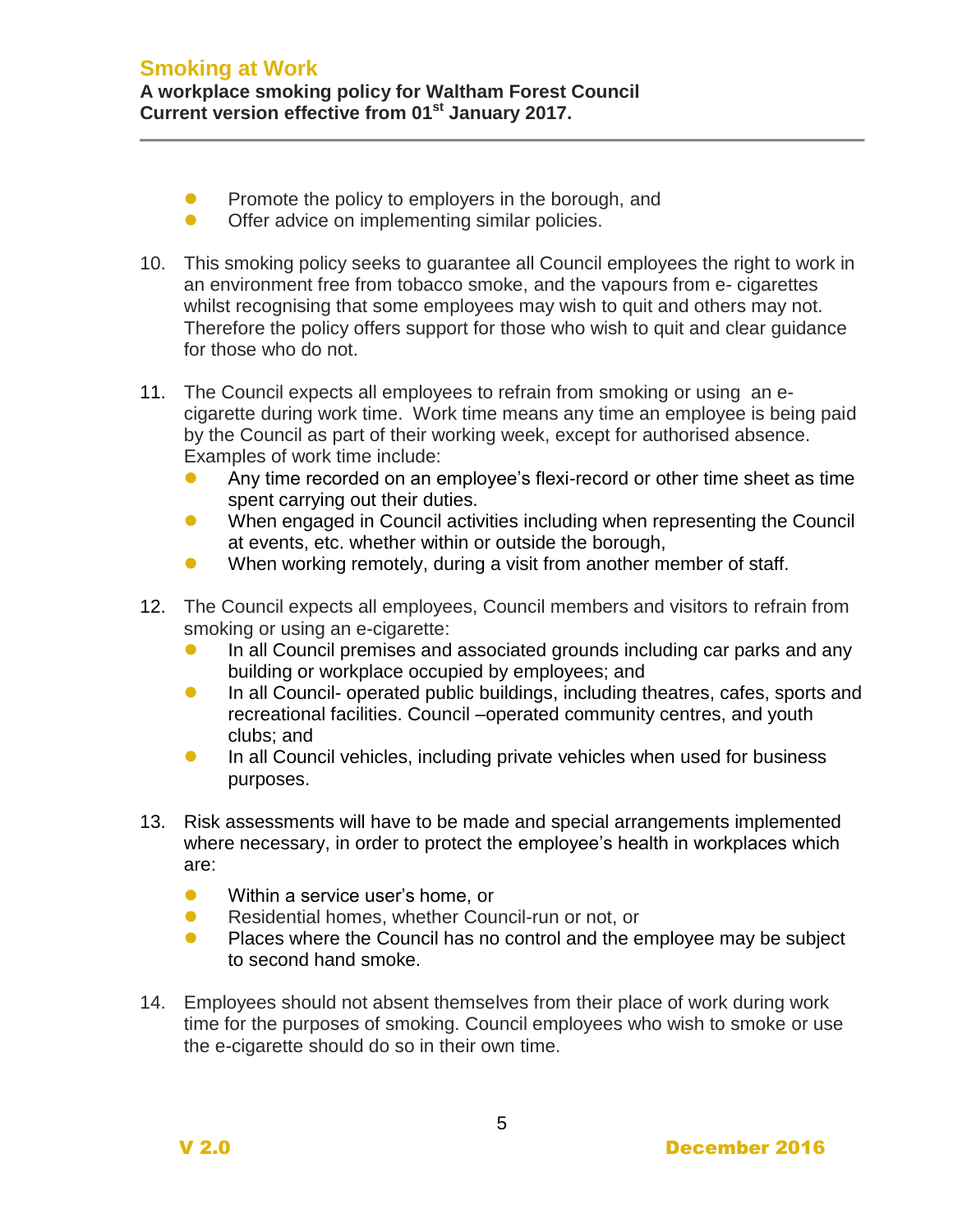- Promote the policy to employers in the borough, and
- Offer advice on implementing similar policies.

10. This smoking policy seeks to guarantee all Council employees the right to work in an environment free from tobacco smoke, and the vapours from e- cigarettes whilst recognising that some employees may wish to quit and others may not. Therefore the policy offers support for those who wish to quit and clear guidance for those who do not.

11. The Council expects all employees to refrain from smoking or using an e-cigarette during work time. Work time means any time an employee is being paid by the Council as part of their working week, except for authorised absence. Examples of work time include:
    - Any time recorded on an employee's flexi-record or other time sheet as time spent carrying out their duties.
    - When engaged in Council activities including when representing the Council at events, etc. whether within or outside the borough,
    - When working remotely, during a visit from another member of staff.

12. The Council expects all employees, Council members and visitors to refrain from smoking or using an e-cigarette:
    - In all Council premises and associated grounds including car parks and any building or workplace occupied by employees; and
    - In all Council- operated public buildings, including theatres, cafes, sports and recreational facilities. Council –operated community centres, and youth clubs; and
    - In all Council vehicles, including private vehicles when used for business purposes.

13. Risk assessments will have to be made and special arrangements implemented where necessary, in order to protect the employee's health in workplaces which are:
    - Within a service user's home, or
    - Residential homes, whether Council-run or not, or
    - Places where the Council has no control and the employee may be subject to second hand smoke.

14. Employees should not absent themselves from their place of work during work time for the purposes of smoking. Council employees who wish to smoke or use the e-cigarette should do so in their own time.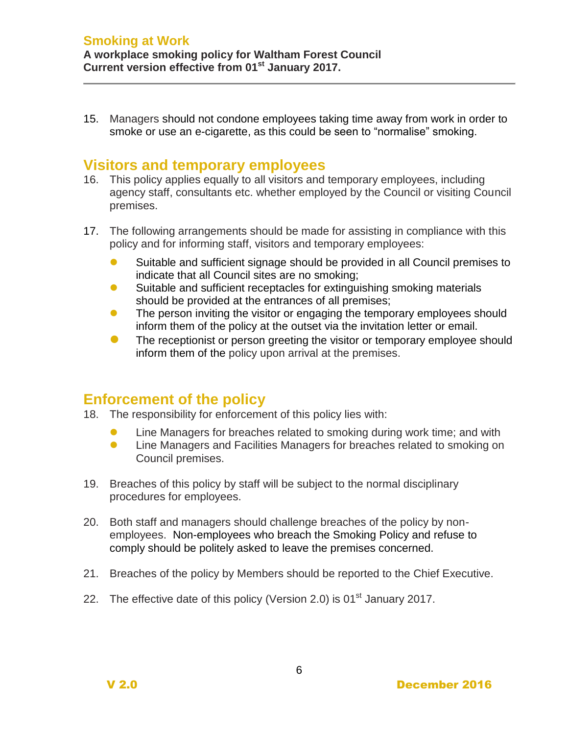15. Managers should not condone employees taking time away from work in order to smoke or use an e-cigarette, as this could be seen to "normalise" smoking.

## Visitors and temporary employees

16. This policy applies equally to all visitors and temporary employees, including agency staff, consultants etc. whether employed by the Council or visiting Council premises.

17. The following arrangements should be made for assisting in compliance with this policy and for informing staff, visitors and temporary employees:
    - Suitable and sufficient signage should be provided in all Council premises to indicate that all Council sites are no smoking;
    - Suitable and sufficient receptacles for extinguishing smoking materials should be provided at the entrances of all premises;
    - The person inviting the visitor or engaging the temporary employees should inform them of the policy at the outset via the invitation letter or email.
    - The receptionist or person greeting the visitor or temporary employee should inform them of the policy upon arrival at the premises.

## Enforcement of the policy

18. The responsibility for enforcement of this policy lies with:
    - Line Managers for breaches related to smoking during work time; and with
    - Line Managers and Facilities Managers for breaches related to smoking on Council premises.

19. Breaches of this policy by staff will be subject to the normal disciplinary procedures for employees.

20. Both staff and managers should challenge breaches of the policy by non-employees. Non-employees who breach the Smoking Policy and refuse to comply should be politely asked to leave the premises concerned.

21. Breaches of the policy by Members should be reported to the Chief Executive.

22. The effective date of this policy (Version 2.0) is 01st January 2017.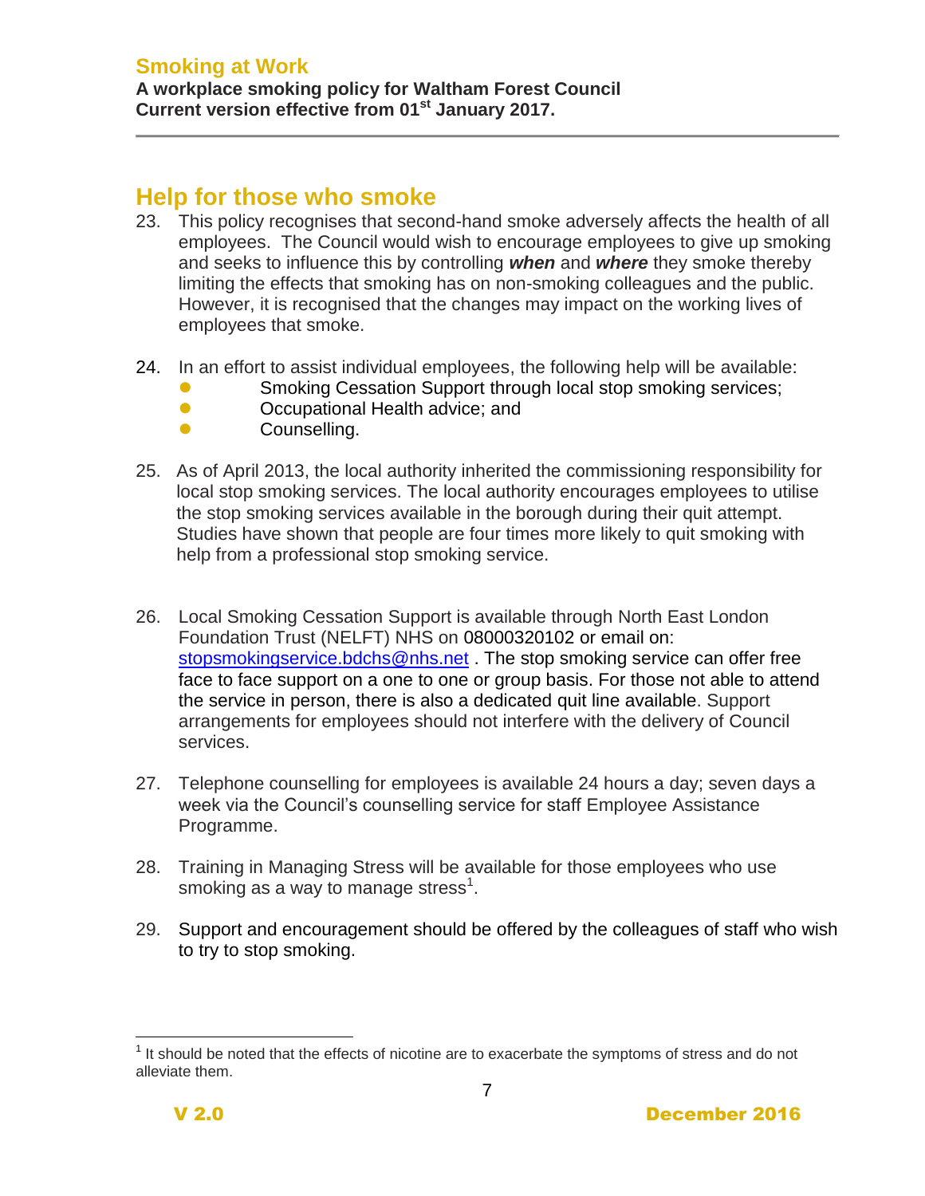## Help for those who smoke

23. This policy recognises that second-hand smoke adversely affects the health of all employees. The Council would wish to encourage employees to give up smoking and seeks to influence this by controlling ***when*** and ***where*** they smoke thereby limiting the effects that smoking has on non-smoking colleagues and the public. However, it is recognised that the changes may impact on the working lives of employees that smoke.

24. In an effort to assist individual employees, the following help will be available:
    - Smoking Cessation Support through local stop smoking services;
    - Occupational Health advice; and
    - Counselling.

25. As of April 2013, the local authority inherited the commissioning responsibility for local stop smoking services. The local authority encourages employees to utilise the stop smoking services available in the borough during their quit attempt. Studies have shown that people are four times more likely to quit smoking with help from a professional stop smoking service.

26. Local Smoking Cessation Support is available through North East London Foundation Trust (NELFT) NHS on 08000320102 or email on: stopsmokingservice.bdchs@nhs.net . The stop smoking service can offer free face to face support on a one to one or group basis. For those not able to attend the service in person, there is also a dedicated quit line available. Support arrangements for employees should not interfere with the delivery of Council services.

27. Telephone counselling for employees is available 24 hours a day; seven days a week via the Council's counselling service for staff Employee Assistance Programme.

28. Training in Managing Stress will be available for those employees who use smoking as a way to manage stress[1].

29. Support and encouragement should be offered by the colleagues of staff who wish to try to stop smoking.

---

[1] It should be noted that the effects of nicotine are to exacerbate the symptoms of stress and do not alleviate them.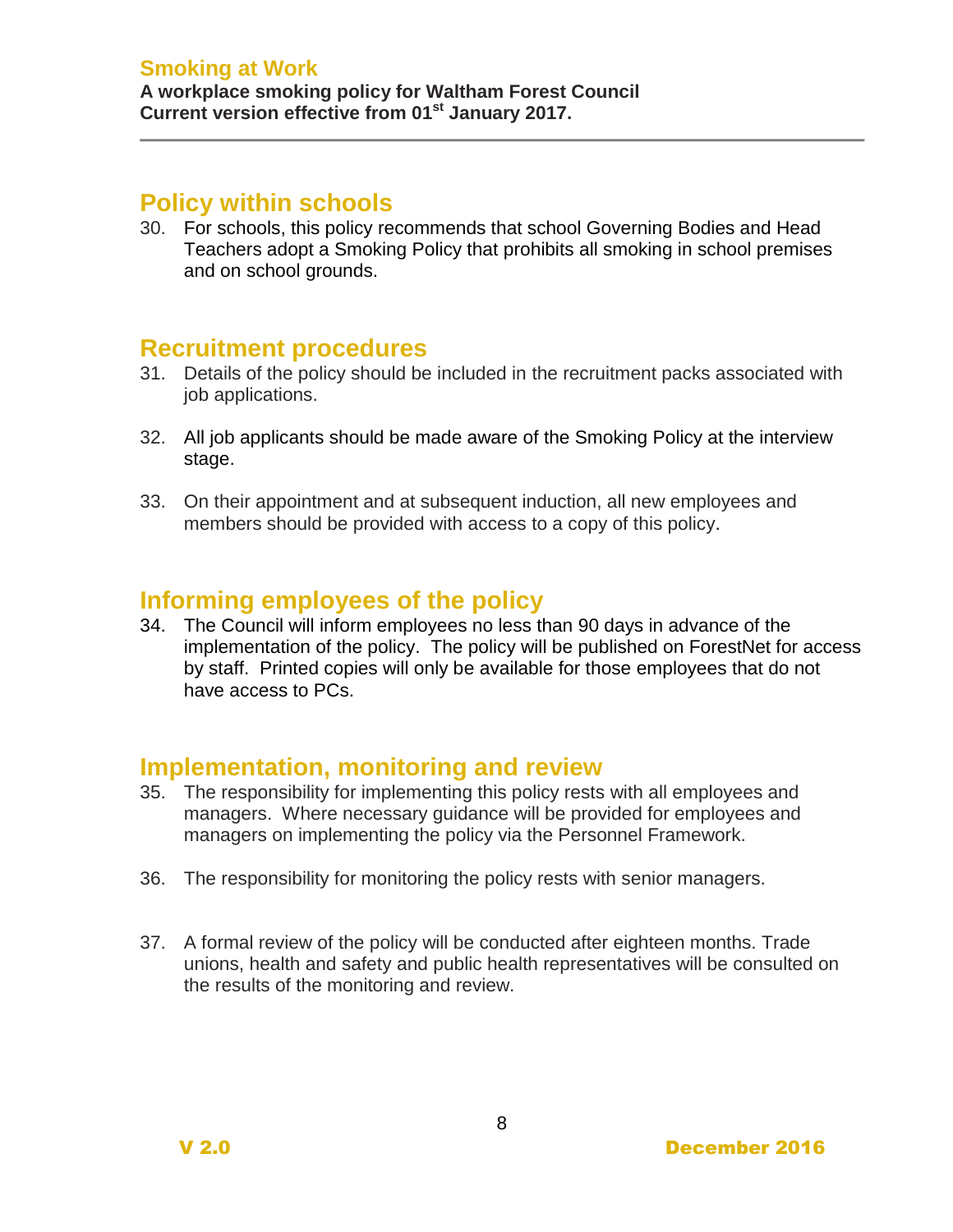## Policy within schools

30. For schools, this policy recommends that school Governing Bodies and Head Teachers adopt a Smoking Policy that prohibits all smoking in school premises and on school grounds.

## Recruitment procedures

31. Details of the policy should be included in the recruitment packs associated with job applications.

32. All job applicants should be made aware of the Smoking Policy at the interview stage.

33. On their appointment and at subsequent induction, all new employees and members should be provided with access to a copy of this policy.

## Informing employees of the policy

34. The Council will inform employees no less than 90 days in advance of the implementation of the policy. The policy will be published on ForestNet for access by staff. Printed copies will only be available for those employees that do not have access to PCs.

## Implementation, monitoring and review

35. The responsibility for implementing this policy rests with all employees and managers. Where necessary guidance will be provided for employees and managers on implementing the policy via the Personnel Framework.

36. The responsibility for monitoring the policy rests with senior managers.

37. A formal review of the policy will be conducted after eighteen months. Trade unions, health and safety and public health representatives will be consulted on the results of the monitoring and review.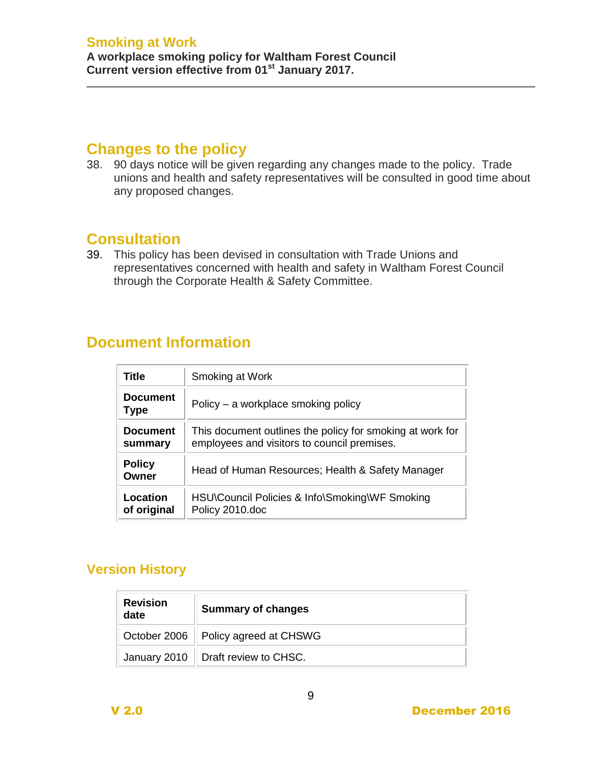## Changes to the policy

38. 90 days notice will be given regarding any changes made to the policy. Trade unions and health and safety representatives will be consulted in good time about any proposed changes.

## Consultation

39. This policy has been devised in consultation with Trade Unions and representatives concerned with health and safety in Waltham Forest Council through the Corporate Health & Safety Committee.

## Document Information

| | |
|---|---|
| **Title** | Smoking at Work |
| **Document Type** | Policy – a workplace smoking policy |
| **Document summary** | This document outlines the policy for smoking at work for employees and visitors to council premises. |
| **Policy Owner** | Head of Human Resources; Health & Safety Manager |
| **Location of original** | HSU\Council Policies & Info\Smoking\WF Smoking Policy 2010.doc |

### Version History

| Revision date | Summary of changes |
|---|---|
| October 2006 | Policy agreed at CHSWG |
| January 2010 | Draft review to CHSC. |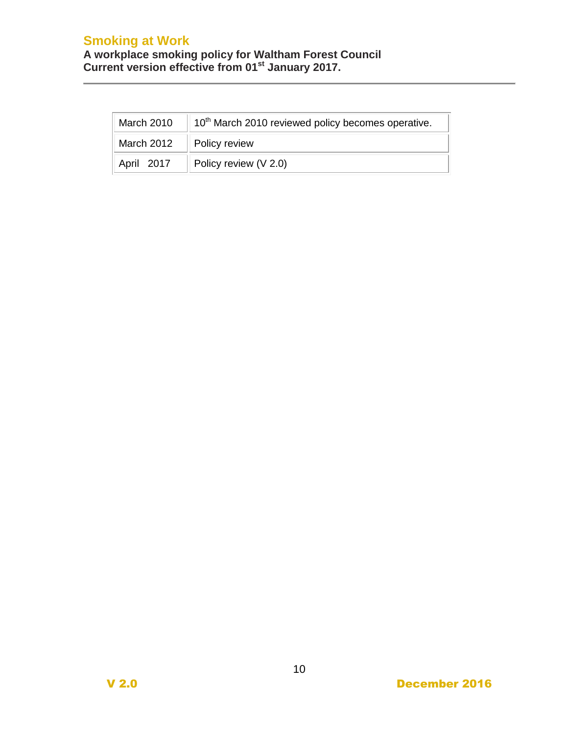| | |
|---|---|
| March 2010 | 10th March 2010 reviewed policy becomes operative. |
| March 2012 | Policy review |
| April 2017 | Policy review (V 2.0) |